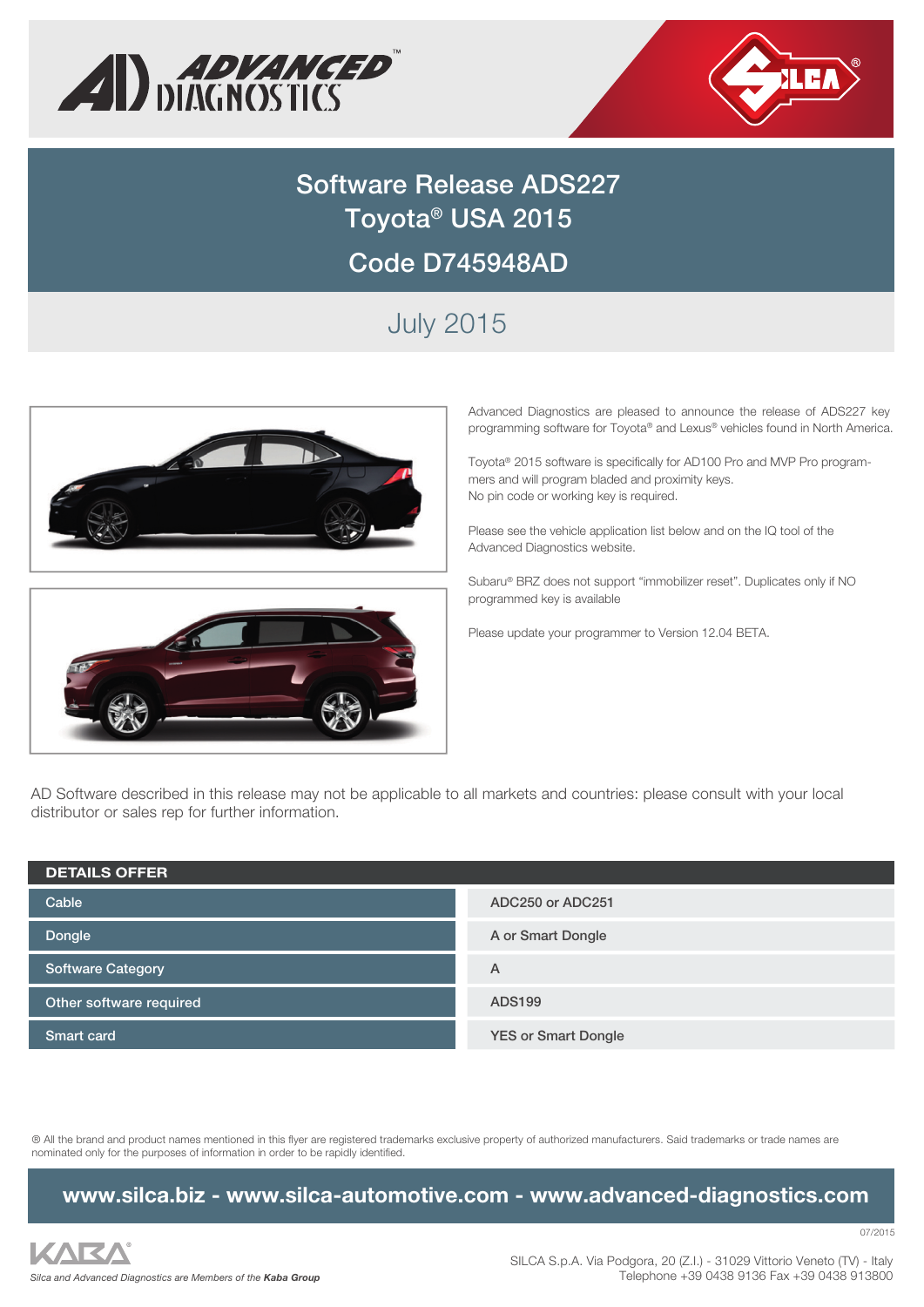# Software Release ADS227
# Toyota® USA 2015
# Code D745948AD

## July 2015

Advanced Diagnostics are pleased to announce the release of ADS227 key programming software for Toyota® and Lexus® vehicles found in North America.

Toyota® 2015 software is specifically for AD100 Pro and MVP Pro programmers and will program bladed and proximity keys.
No pin code or working key is required.

Please see the vehicle application list below and on the IQ tool of the Advanced Diagnostics website.

Subaru® BRZ does not support "immobilizer reset". Duplicates only if NO programmed key is available

Please update your programmer to Version 12.04 BETA.

AD Software described in this release may not be applicable to all markets and countries: please consult with your local distributor or sales rep for further information.

| DETAILS OFFER | |
|---|---|
| Cable | ADC250 or ADC251 |
| Dongle | A or Smart Dongle |
| Software Category | A |
| Other software required | ADS199 |
| Smart card | YES or Smart Dongle |

® All the brand and product names mentioned in this flyer are registered trademarks exclusive property of authorized manufacturers. Said trademarks or trade names are nominated only for the purposes of information in order to be rapidly identified.

**www.silca.biz - www.silca-automotive.com - www.advanced-diagnostics.com**

07/2015

*Silca and Advanced Diagnostics are Members of the **Kaba Group***

SILCA S.p.A. Via Podgora, 20 (Z.I.) - 31029 Vittorio Veneto (TV) - Italy
Telephone +39 0438 9136 Fax +39 0438 913800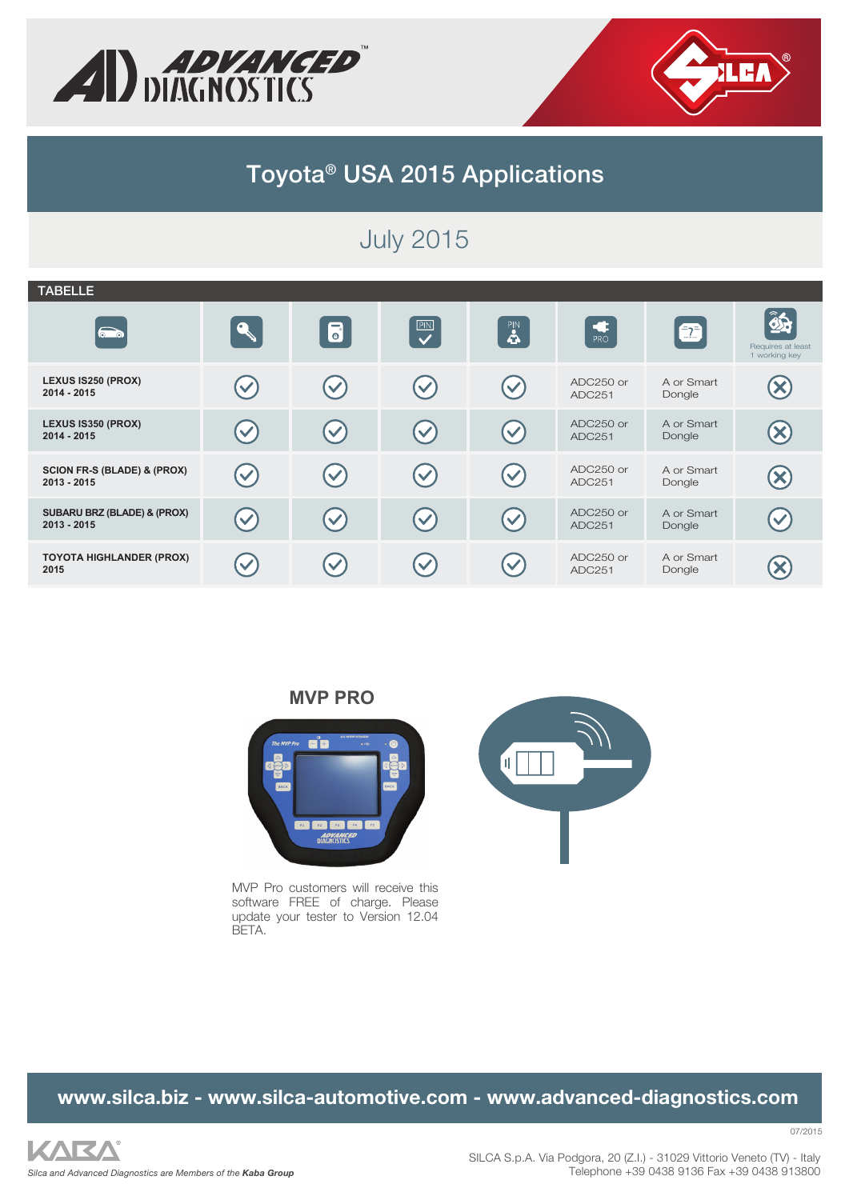# Toyota® USA 2015 Applications

## July 2015

**TABELLE**

| | | | | | | | Requires at least 1 working key |
|---|---|---|---|---|---|---|---|
| **LEXUS IS250 (PROX) 2014 - 2015** | ✓ | ✓ | ✓ | ✓ | ADC250 or ADC251 | A or Smart Dongle | ✗ |
| **LEXUS IS350 (PROX) 2014 - 2015** | ✓ | ✓ | ✓ | ✓ | ADC250 or ADC251 | A or Smart Dongle | ✗ |
| **SCION FR-S (BLADE) & (PROX) 2013 - 2015** | ✓ | ✓ | ✓ | ✓ | ADC250 or ADC251 | A or Smart Dongle | ✗ |
| **SUBARU BRZ (BLADE) & (PROX) 2013 - 2015** | ✓ | ✓ | ✓ | ✓ | ADC250 or ADC251 | A or Smart Dongle | ✓ |
| **TOYOTA HIGHLANDER (PROX) 2015** | ✓ | ✓ | ✓ | ✓ | ADC250 or ADC251 | A or Smart Dongle | ✗ |

**MVP PRO**

MVP Pro customers will receive this software FREE of charge. Please update your tester to Version 12.04 BETA.

**www.silca.biz - www.silca-automotive.com - www.advanced-diagnostics.com**

07/2015

*Silca and Advanced Diagnostics are Members of the* ***Kaba Group***

SILCA S.p.A. Via Podgora, 20 (Z.I.) - 31029 Vittorio Veneto (TV) - Italy
Telephone +39 0438 9136 Fax +39 0438 913800